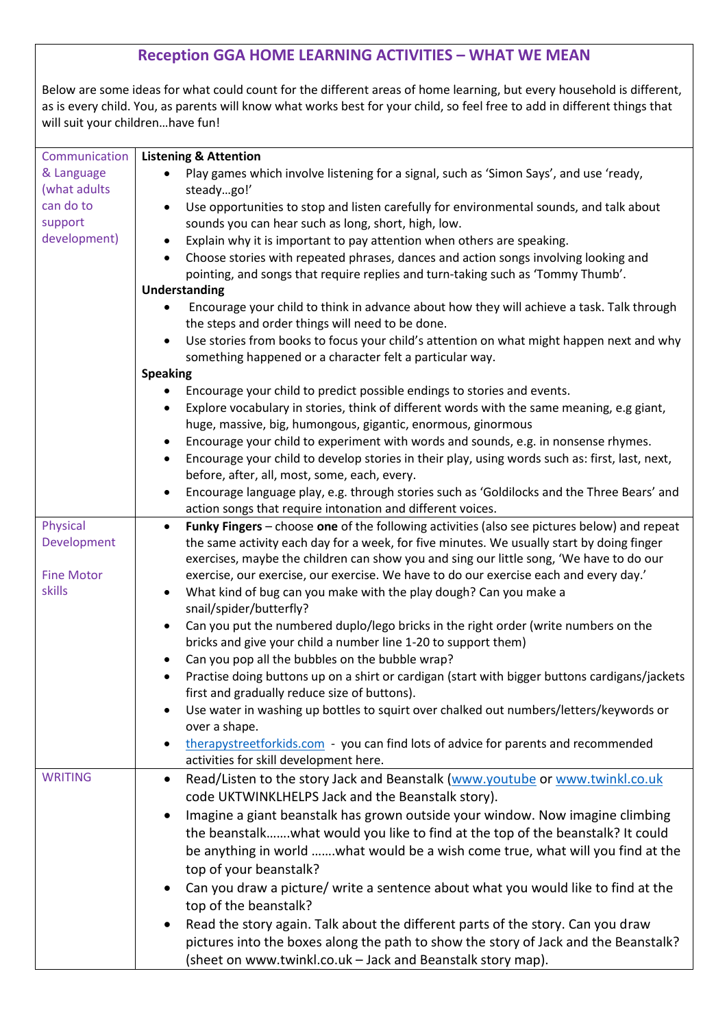# Reception GGA HOME LEARNING ACTIVITIES – WHAT WE MEAN

Below are some ideas for what could count for the different areas of home learning, but every household is different, as is every child. You, as parents will know what works best for your child, so feel free to add in different things that will suit your children…have fun!

| Area | Activities |
| --- | --- |
| Communication & Language (what adults can do to support development) | **Listening & Attention**<br>• Play games which involve listening for a signal, such as 'Simon Says', and use 'ready, steady…go!'<br>• Use opportunities to stop and listen carefully for environmental sounds, and talk about sounds you can hear such as long, short, high, low.<br>• Explain why it is important to pay attention when others are speaking.<br>• Choose stories with repeated phrases, dances and action songs involving looking and pointing, and songs that require replies and turn-taking such as 'Tommy Thumb'.<br>**Understanding**<br>• Encourage your child to think in advance about how they will achieve a task. Talk through the steps and order things will need to be done.<br>• Use stories from books to focus your child's attention on what might happen next and why something happened or a character felt a particular way.<br>**Speaking**<br>• Encourage your child to predict possible endings to stories and events.<br>• Explore vocabulary in stories, think of different words with the same meaning, e.g giant, huge, massive, big, humongous, gigantic, enormous, ginormous<br>• Encourage your child to experiment with words and sounds, e.g. in nonsense rhymes.<br>• Encourage your child to develop stories in their play, using words such as: first, last, next, before, after, all, most, some, each, every.<br>• Encourage language play, e.g. through stories such as 'Goldilocks and the Three Bears' and action songs that require intonation and different voices. |
| Physical Development<br><br>Fine Motor skills | • **Funky Fingers** – choose **one** of the following activities (also see pictures below) and repeat the same activity each day for a week, for five minutes. We usually start by doing finger exercises, maybe the children can show you and sing our little song, 'We have to do our exercise, our exercise, our exercise. We have to do our exercise each and every day.'<br>• What kind of bug can you make with the play dough? Can you make a snail/spider/butterfly?<br>• Can you put the numbered duplo/lego bricks in the right order (write numbers on the bricks and give your child a number line 1-20 to support them)<br>• Can you pop all the bubbles on the bubble wrap?<br>• Practise doing buttons up on a shirt or cardigan (start with bigger buttons cardigans/jackets first and gradually reduce size of buttons).<br>• Use water in washing up bottles to squirt over chalked out numbers/letters/keywords or over a shape.<br>• therapystreetforkids.com - you can find lots of advice for parents and recommended activities for skill development here. |
| WRITING | • Read/Listen to the story Jack and Beanstalk (www.youtube or www.twinkl.co.uk code UKTWINKLHELPS Jack and the Beanstalk story).<br>• Imagine a giant beanstalk has grown outside your window. Now imagine climbing the beanstalk…….what would you like to find at the top of the beanstalk? It could be anything in world …….what would be a wish come true, what will you find at the top of your beanstalk?<br>• Can you draw a picture/ write a sentence about what you would like to find at the top of the beanstalk?<br>• Read the story again. Talk about the different parts of the story. Can you draw pictures into the boxes along the path to show the story of Jack and the Beanstalk? (sheet on www.twinkl.co.uk – Jack and Beanstalk story map). |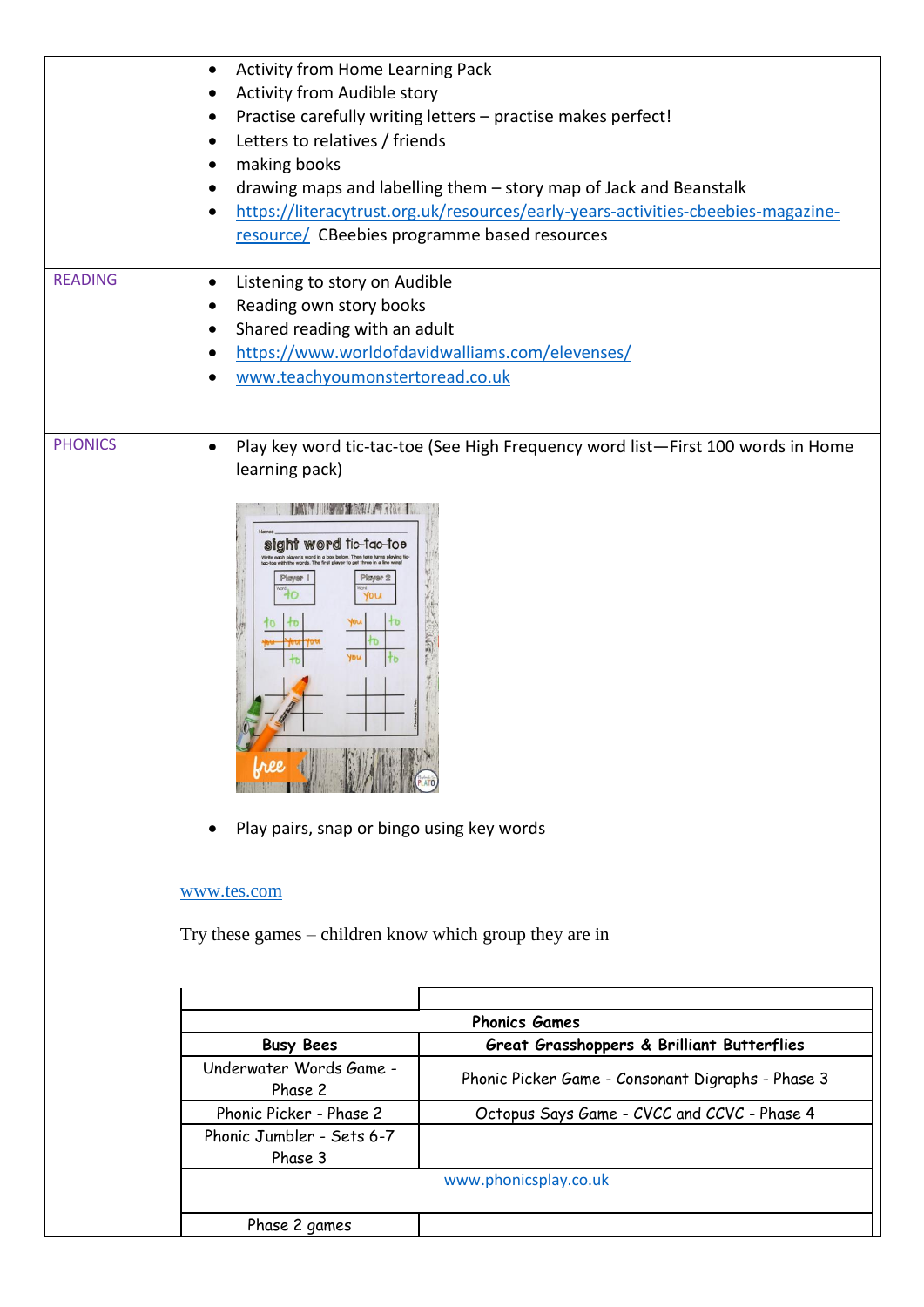| | |
|---|---|
| | • Activity from Home Learning Pack<br>• Activity from Audible story<br>• Practise carefully writing letters – practise makes perfect!<br>• Letters to relatives / friends<br>• making books<br>• drawing maps and labelling them – story map of Jack and Beanstalk<br>• https://literacytrust.org.uk/resources/early-years-activities-cbeebies-magazine-resource/ CBeebies programme based resources |
| READING | • Listening to story on Audible<br>• Reading own story books<br>• Shared reading with an adult<br>• https://www.worldofdavidwalliams.com/elevenses/<br>• www.teachyoumonstertoread.co.uk |
| PHONICS | • Play key word tic-tac-toe (See High Frequency word list—First 100 words in Home learning pack)<br><br>• Play pairs, snap or bingo using key words<br><br>www.tes.com<br><br>Try these games – children know which group they are in |

| Phonics Games | |
|---|---|
| **Busy Bees** | **Great Grasshoppers & Brilliant Butterflies** |
| Underwater Words Game - Phase 2 | Phonic Picker Game - Consonant Digraphs - Phase 3 |
| Phonic Picker - Phase 2 | Octopus Says Game - CVCC and CCVC - Phase 4 |
| Phonic Jumbler - Sets 6-7 Phase 3 | |
| www.phonicsplay.co.uk | |
| Phase 2 games | |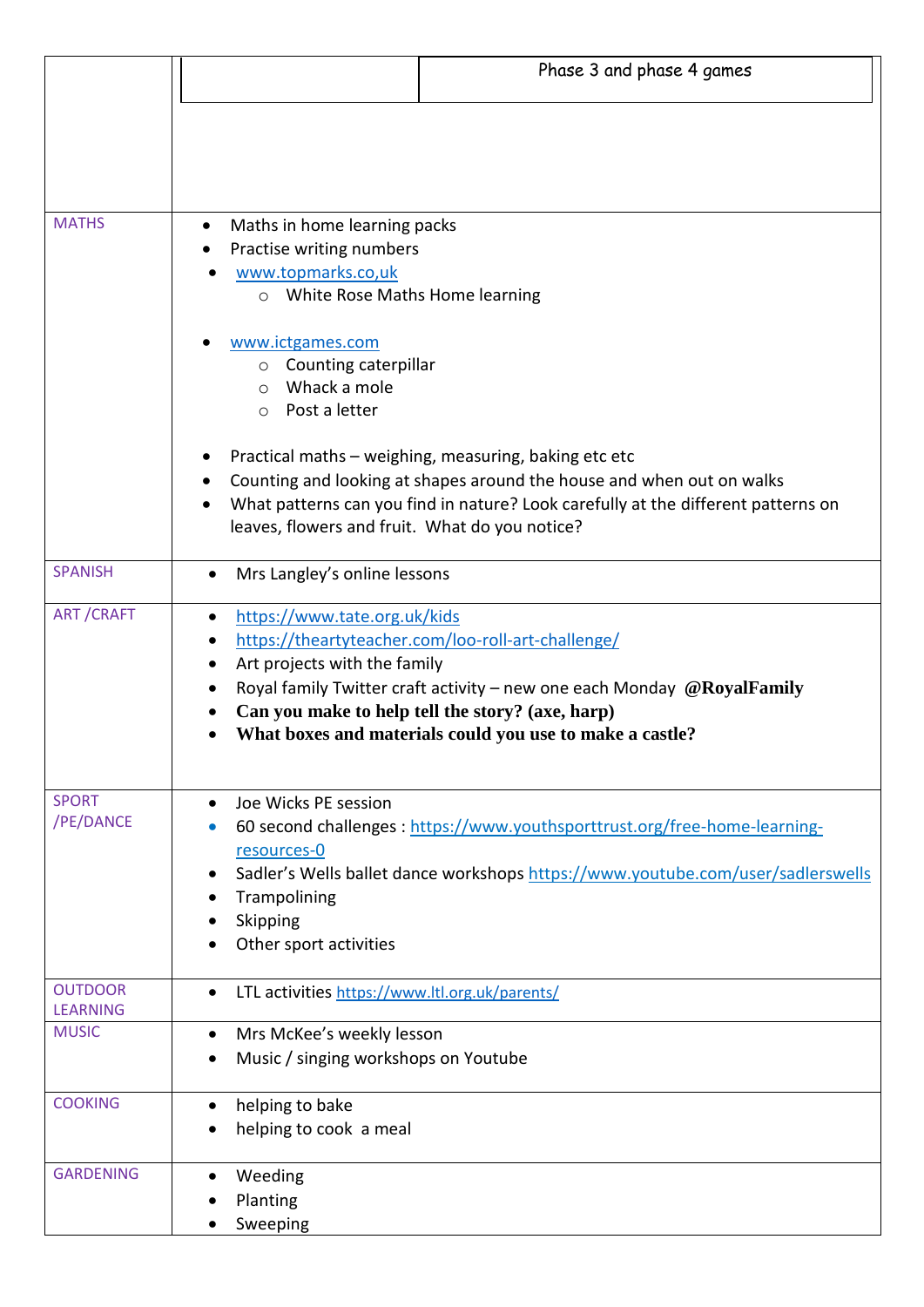|  |  |  |
|---|---|---|
|  |  | Phase 3 and phase 4 games |
| MATHS | <ul><li>Maths in home learning packs</li><li>Practise writing numbers</li><li>www.topmarks.co,uk<ul><li>White Rose Maths Home learning</li></ul></li><li>www.ictgames.com<ul><li>Counting caterpillar</li><li>Whack a mole</li><li>Post a letter</li></ul></li><li>Practical maths – weighing, measuring, baking etc etc</li><li>Counting and looking at shapes around the house and when out on walks</li><li>What patterns can you find in nature? Look carefully at the different patterns on leaves, flowers and fruit. What do you notice?</li></ul> | |
| SPANISH | <ul><li>Mrs Langley's online lessons</li></ul> | |
| ART /CRAFT | <ul><li>https://www.tate.org.uk/kids</li><li>https://theartyteacher.com/loo-roll-art-challenge/</li><li>Art projects with the family</li><li>Royal family Twitter craft activity – new one each Monday **@RoyalFamily**</li><li>**Can you make to help tell the story? (axe, harp)**</li><li>**What boxes and materials could you use to make a castle?**</li></ul> | |
| SPORT /PE/DANCE | <ul><li>Joe Wicks PE session</li><li>60 second challenges : https://www.youthsporttrust.org/free-home-learning-resources-0</li><li>Sadler's Wells ballet dance workshops https://www.youtube.com/user/sadlerswells</li><li>Trampolining</li><li>Skipping</li><li>Other sport activities</li></ul> | |
| OUTDOOR LEARNING | <ul><li>LTL activities https://www.ltl.org.uk/parents/</li></ul> | |
| MUSIC | <ul><li>Mrs McKee's weekly lesson</li><li>Music / singing workshops on Youtube</li></ul> | |
| COOKING | <ul><li>helping to bake</li><li>helping to cook a meal</li></ul> | |
| GARDENING | <ul><li>Weeding</li><li>Planting</li><li>Sweeping</li></ul> | |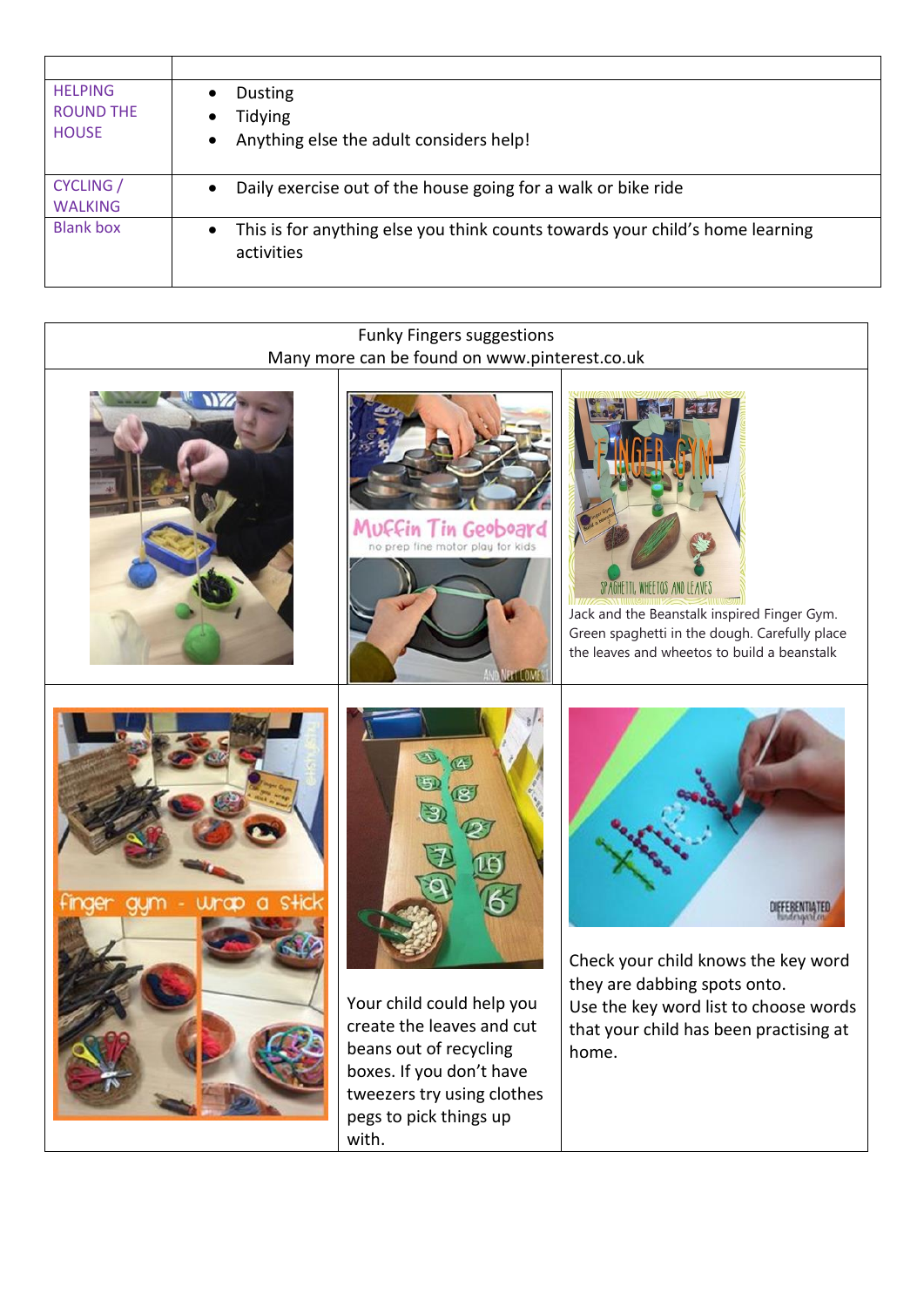| | |
|---|---|
| HELPING ROUND THE HOUSE | • Dusting<br>• Tidying<br>• Anything else the adult considers help! |
| CYCLING / WALKING | • Daily exercise out of the house going for a walk or bike ride |
| Blank box | • This is for anything else you think counts towards your child's home learning activities |

| Funky Fingers suggestions<br>Many more can be found on www.pinterest.co.uk | | |
|---|---|---|
| | Muffin Tin Geoboard<br>no prep fine motor play for kids | FINGER GYM<br>SPAGHETTI, WHEETOS AND LEAVES<br>Jack and the Beanstalk inspired Finger Gym. Green spaghetti in the dough. Carefully place the leaves and wheetos to build a beanstalk |
| finger gym - wrap a stick | Your child could help you create the leaves and cut beans out of recycling boxes. If you don't have tweezers try using clothes pegs to pick things up with. | Check your child knows the key word they are dabbing spots onto.<br>Use the key word list to choose words that your child has been practising at home. |